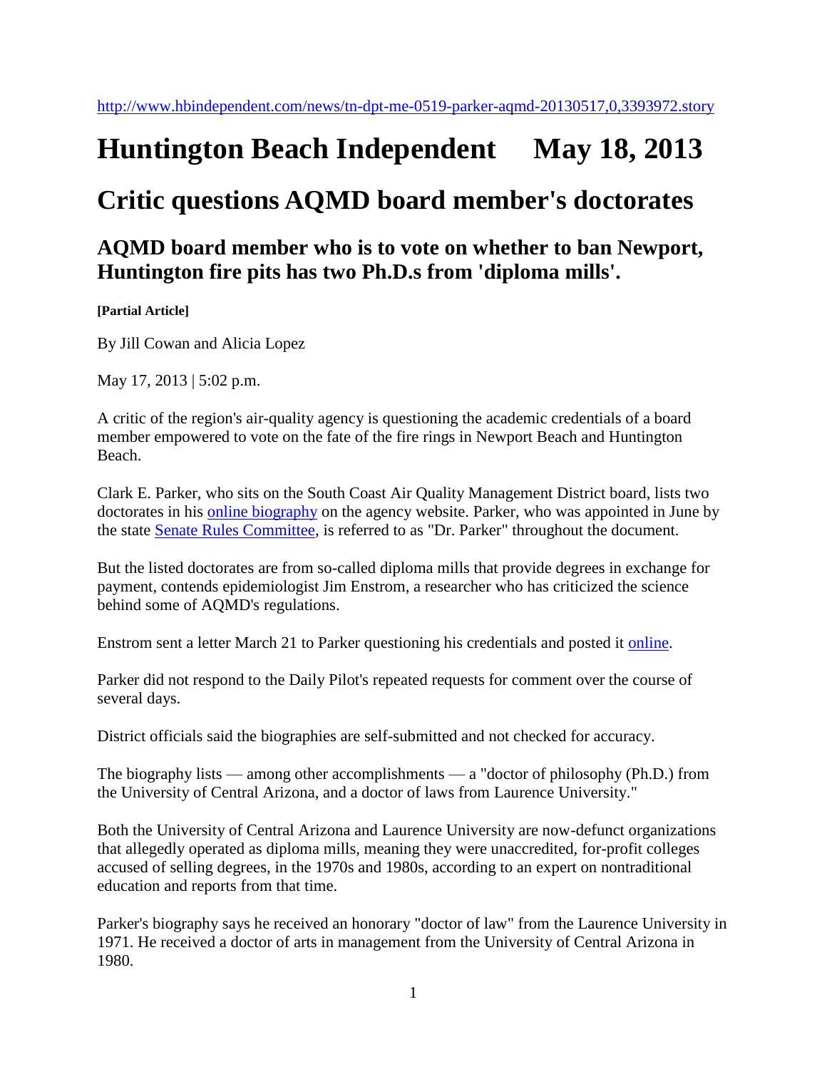http://www.hbindependent.com/news/tn-dpt-me-0519-parker-aqmd-20130517,0,3393972.story

# Huntington Beach Independent May 18, 2013

# Critic questions AQMD board member's doctorates

## AQMD board member who is to vote on whether to ban Newport, Huntington fire pits has two Ph.D.s from 'diploma mills'.

**[Partial Article]**

By Jill Cowan and Alicia Lopez

May 17, 2013 | 5:02 p.m.

A critic of the region's air-quality agency is questioning the academic credentials of a board member empowered to vote on the fate of the fire rings in Newport Beach and Huntington Beach.

Clark E. Parker, who sits on the South Coast Air Quality Management District board, lists two doctorates in his online biography on the agency website. Parker, who was appointed in June by the state Senate Rules Committee, is referred to as "Dr. Parker" throughout the document.

But the listed doctorates are from so-called diploma mills that provide degrees in exchange for payment, contends epidemiologist Jim Enstrom, a researcher who has criticized the science behind some of AQMD's regulations.

Enstrom sent a letter March 21 to Parker questioning his credentials and posted it online.

Parker did not respond to the Daily Pilot's repeated requests for comment over the course of several days.

District officials said the biographies are self-submitted and not checked for accuracy.

The biography lists — among other accomplishments — a "doctor of philosophy (Ph.D.) from the University of Central Arizona, and a doctor of laws from Laurence University."

Both the University of Central Arizona and Laurence University are now-defunct organizations that allegedly operated as diploma mills, meaning they were unaccredited, for-profit colleges accused of selling degrees, in the 1970s and 1980s, according to an expert on nontraditional education and reports from that time.

Parker's biography says he received an honorary "doctor of law" from the Laurence University in 1971. He received a doctor of arts in management from the University of Central Arizona in 1980.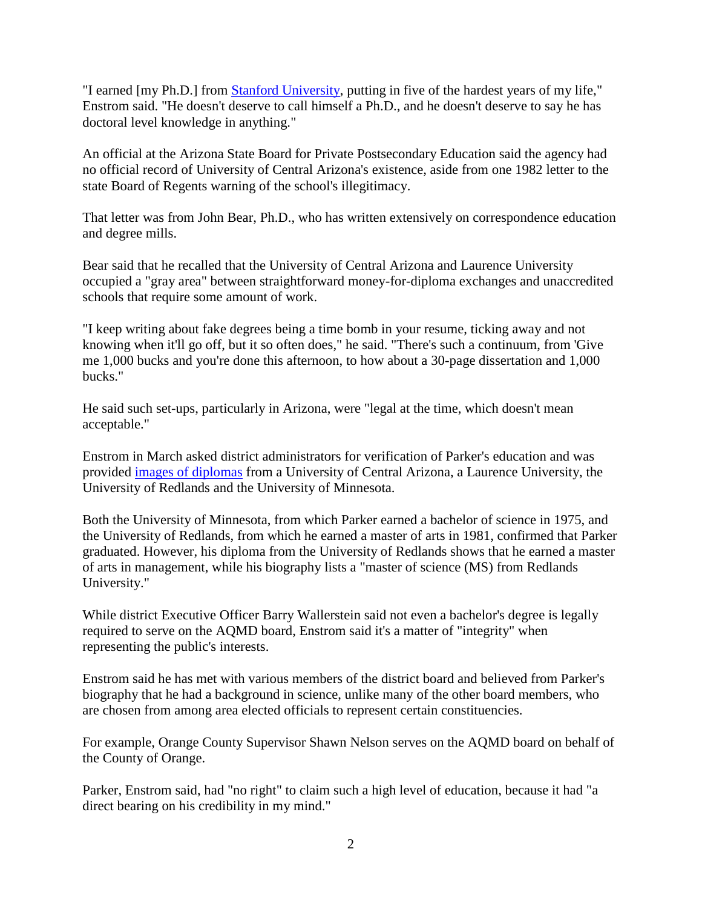"I earned [my Ph.D.] from [Stanford University](), putting in five of the hardest years of my life," Enstrom said. "He doesn't deserve to call himself a Ph.D., and he doesn't deserve to say he has doctoral level knowledge in anything."

An official at the Arizona State Board for Private Postsecondary Education said the agency had no official record of University of Central Arizona's existence, aside from one 1982 letter to the state Board of Regents warning of the school's illegitimacy.

That letter was from John Bear, Ph.D., who has written extensively on correspondence education and degree mills.

Bear said that he recalled that the University of Central Arizona and Laurence University occupied a "gray area" between straightforward money-for-diploma exchanges and unaccredited schools that require some amount of work.

"I keep writing about fake degrees being a time bomb in your resume, ticking away and not knowing when it'll go off, but it so often does," he said. "There's such a continuum, from 'Give me 1,000 bucks and you're done this afternoon, to how about a 30-page dissertation and 1,000 bucks."

He said such set-ups, particularly in Arizona, were "legal at the time, which doesn't mean acceptable."

Enstrom in March asked district administrators for verification of Parker's education and was provided [images of diplomas]() from a University of Central Arizona, a Laurence University, the University of Redlands and the University of Minnesota.

Both the University of Minnesota, from which Parker earned a bachelor of science in 1975, and the University of Redlands, from which he earned a master of arts in 1981, confirmed that Parker graduated. However, his diploma from the University of Redlands shows that he earned a master of arts in management, while his biography lists a "master of science (MS) from Redlands University."

While district Executive Officer Barry Wallerstein said not even a bachelor's degree is legally required to serve on the AQMD board, Enstrom said it's a matter of "integrity" when representing the public's interests.

Enstrom said he has met with various members of the district board and believed from Parker's biography that he had a background in science, unlike many of the other board members, who are chosen from among area elected officials to represent certain constituencies.

For example, Orange County Supervisor Shawn Nelson serves on the AQMD board on behalf of the County of Orange.

Parker, Enstrom said, had "no right" to claim such a high level of education, because it had "a direct bearing on his credibility in my mind."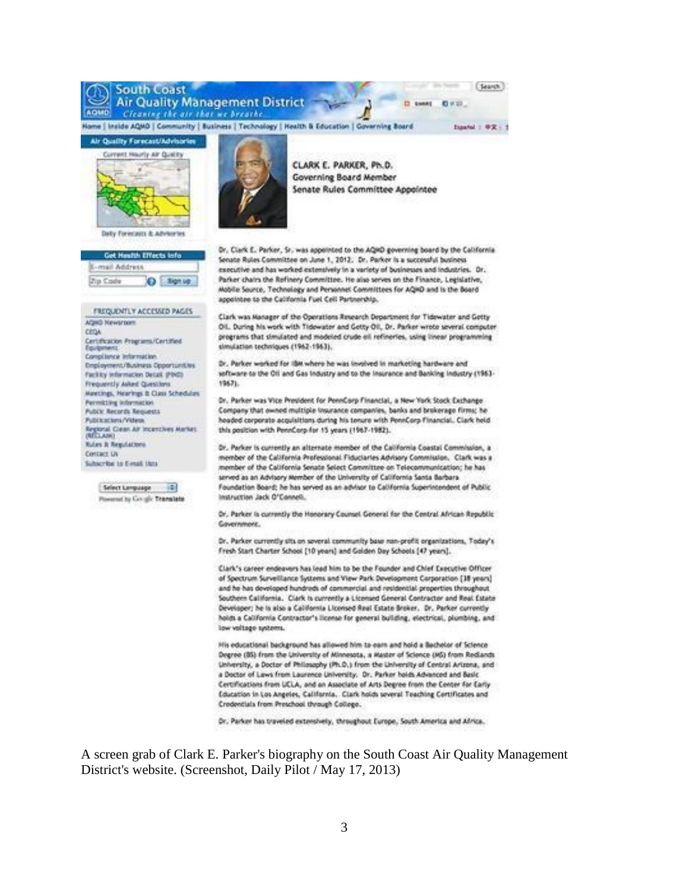South Coast
Air Quality Management District
*Cleaning the air that we breathe...*

Home | Inside AQMD | Community | Business | Technology | Health & Education | Governing Board

Air Quality Forecast/Advisories

Current Hourly Air Quality

Daily Forecasts & Advisories

Get Health Effects Info

E-mail Address

Zip Code

Sign up

FREQUENTLY ACCESSED PAGES

AQMD Newsroom
CEQA
Certification Programs/Certified Equipment
Compliance Information
Employment/Business Opportunities
Facility Information Detail (FIND)
Frequently Asked Questions
Meetings, Hearings & Class Schedules
Permitting Information
Public Records Requests
Publications/Videos
Regional Clean Air Incentives Market (RECLAIM)
Rules & Regulations
Contact Us
Subscribe to E-mail Lists

Select Language
Powered by Google Translate

**CLARK E. PARKER, Ph.D.**
**Governing Board Member**
**Senate Rules Committee Appointee**

Dr. Clark E. Parker, Sr. was appointed to the AQMD governing board by the California Senate Rules Committee on June 1, 2012. Dr. Parker is a successful business executive and has worked extensively in a variety of businesses and industries. Dr. Parker chairs the Refinery Committee. He also serves on the Finance, Legislative, Mobile Source, Technology and Personnel Committees for AQMD and is the Board appointee to the California Fuel Cell Partnership.

Clark was Manager of the Operations Research Department for Tidewater and Getty Oil. During his work with Tidewater and Getty Oil, Dr. Parker wrote several computer programs that simulated and modeled crude oil refineries, using linear programming simulation techniques (1962-1963).

Dr. Parker worked for IBM where he was involved in marketing hardware and software to the Oil and Gas Industry and to the Insurance and Banking Industry (1963-1967).

Dr. Parker was Vice President for PennCorp Financial, a New York Stock Exchange Company that owned multiple insurance companies, banks and brokerage firms; he headed corporate acquisitions during his tenure with PennCorp Financial. Clark held this position with PennCorp for 15 years (1967-1982).

Dr. Parker is currently an alternate member of the California Coastal Commission, a member of the California Professional Fiduciaries Advisory Commission. Clark was a member of the California Senate Select Committee on Telecommunication; he has served as an Advisory Member of the University of California Santa Barbara Foundation Board; he has served as an advisor to California Superintendent of Public Instruction Jack O'Connell.

Dr. Parker is currently the Honorary Counsel General for the Central African Republic Government.

Dr. Parker currently sits on several community base non-profit organizations, Today's Fresh Start Charter School [10 years] and Golden Day Schools [47 years].

Clark's career endeavors has lead him to be the Founder and Chief Executive Officer of Spectrum Surveillance Systems and View Park Development Corporation [38 years] and he has developed hundreds of commercial and residential properties throughout Southern California. Clark is currently a Licensed General Contractor and Real Estate Developer; he is also a California Licensed Real Estate Broker. Dr. Parker currently holds a California Contractor's license for general building, electrical, plumbing, and low voltage systems.

His educational background has allowed him to earn and hold a Bachelor of Science Degree (BS) from the University of Minnesota, a Master of Science (MS) from Redlands University, a Doctor of Philosophy (Ph.D.) from the University of Central Arizona, and a Doctor of Laws from Laurence University. Dr. Parker holds Advanced and Basic Certifications from UCLA, and an Associate of Arts Degree from the Center for Early Education in Los Angeles, California. Clark holds several Teaching Certificates and Credentials from Preschool through College.

Dr. Parker has traveled extensively, throughout Europe, South America and Africa.

A screen grab of Clark E. Parker's biography on the South Coast Air Quality Management District's website. (Screenshot, Daily Pilot / May 17, 2013)